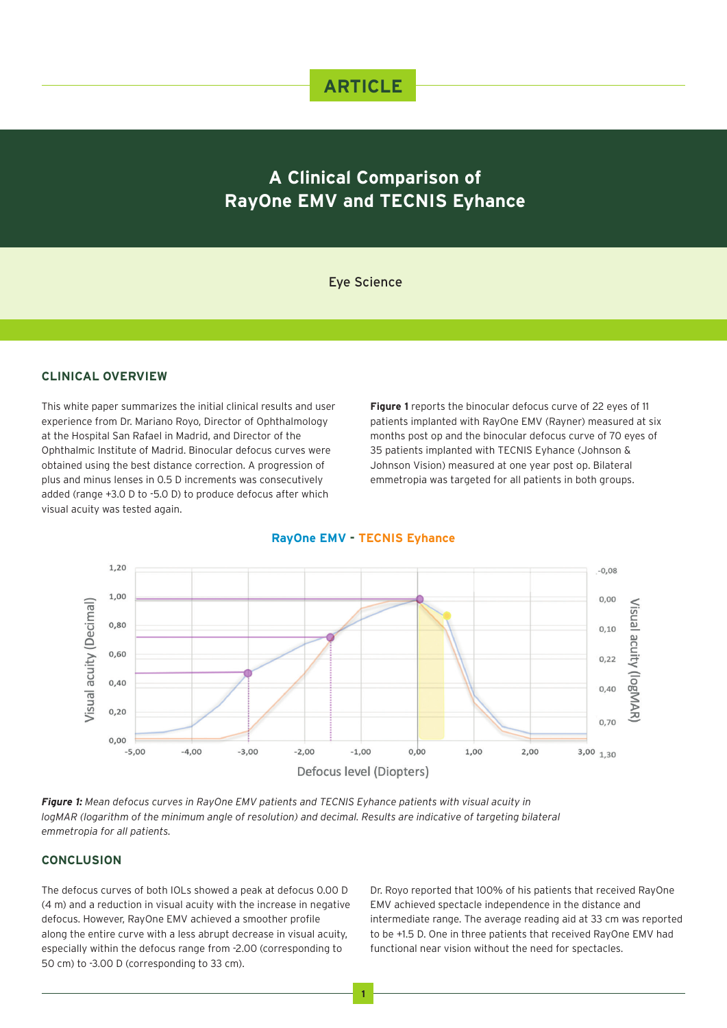ARTICLE

# A Clinical Comparison of RayOne EMV and TECNIS Eyhance

Eye Science

## CLINICAL OVERVIEW

This white paper summarizes the initial clinical results and user experience from Dr. Mariano Royo, Director of Ophthalmology at the Hospital San Rafael in Madrid, and Director of the Ophthalmic Institute of Madrid. Binocular defocus curves were obtained using the best distance correction. A progression of plus and minus lenses in 0.5 D increments was consecutively added (range +3.0 D to -5.0 D) to produce defocus after which visual acuity was tested again.

**Figure 1** reports the binocular defocus curve of 22 eyes of 11 patients implanted with RayOne EMV (Rayner) measured at six months post op and the binocular defocus curve of 70 eyes of 35 patients implanted with TECNIS Eyhance (Johnson & Johnson Vision) measured at one year post op. Bilateral emmetropia was targeted for all patients in both groups.

**RayOne EMV - TECNIS Eyhance**

*__Figure 1:__ Mean defocus curves in RayOne EMV patients and TECNIS Eyhance patients with visual acuity in logMAR (logarithm of the minimum angle of resolution) and decimal. Results are indicative of targeting bilateral emmetropia for all patients.*

## CONCLUSION

The defocus curves of both IOLs showed a peak at defocus 0.00 D (4 m) and a reduction in visual acuity with the increase in negative defocus. However, RayOne EMV achieved a smoother profile along the entire curve with a less abrupt decrease in visual acuity, especially within the defocus range from -2.00 (corresponding to 50 cm) to -3.00 D (corresponding to 33 cm).

Dr. Royo reported that 100% of his patients that received RayOne EMV achieved spectacle independence in the distance and intermediate range. The average reading aid at 33 cm was reported to be +1.5 D. One in three patients that received RayOne EMV had functional near vision without the need for spectacles.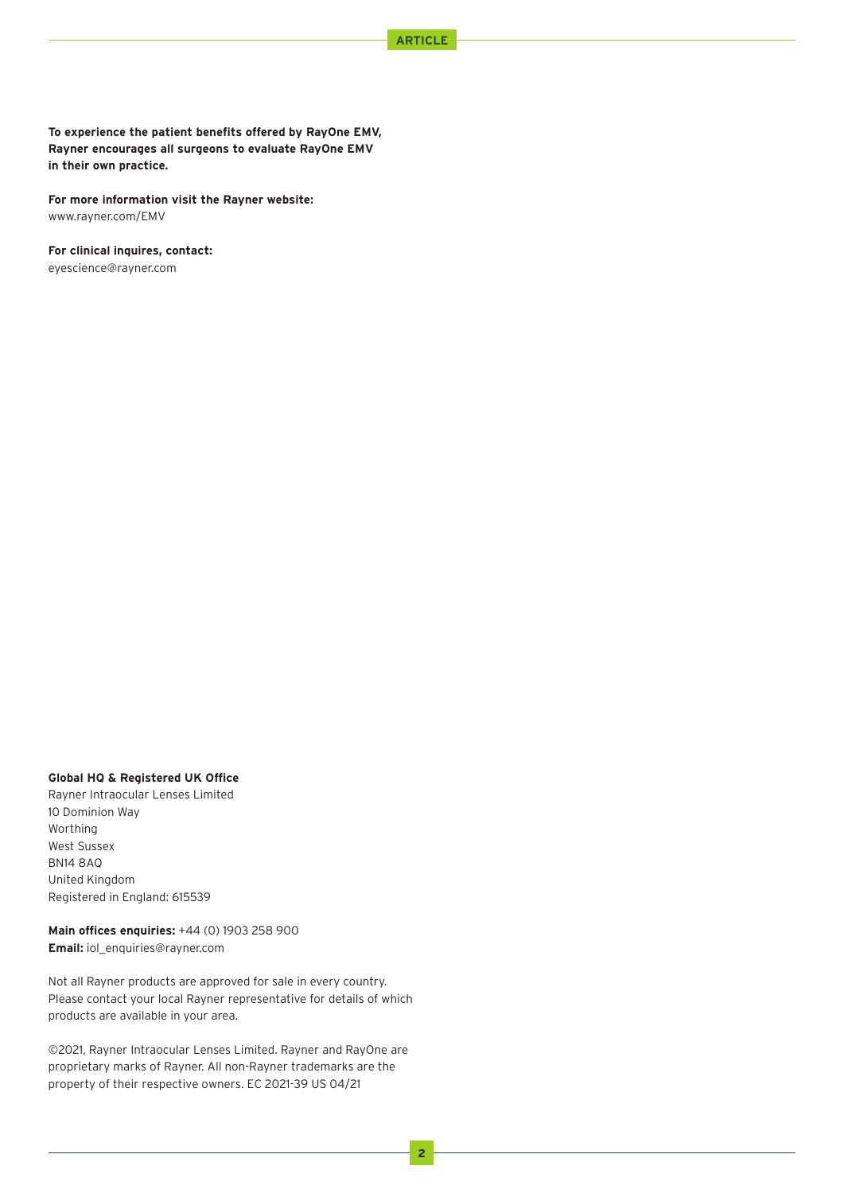**To experience the patient benefits offered by RayOne EMV, Rayner encourages all surgeons to evaluate RayOne EMV in their own practice.**

**For more information visit the Rayner website:**
www.rayner.com/EMV

**For clinical inquires, contact:**
eyescience@rayner.com

**Global HQ & Registered UK Office**
Rayner Intraocular Lenses Limited
10 Dominion Way
Worthing
West Sussex
BN14 8AQ
United Kingdom
Registered in England: 615539

**Main offices enquiries:** +44 (0) 1903 258 900
**Email:** iol_enquiries@rayner.com

Not all Rayner products are approved for sale in every country. Please contact your local Rayner representative for details of which products are available in your area.

©2021, Rayner Intraocular Lenses Limited. Rayner and RayOne are proprietary marks of Rayner. All non-Rayner trademarks are the property of their respective owners. EC 2021-39 US 04/21